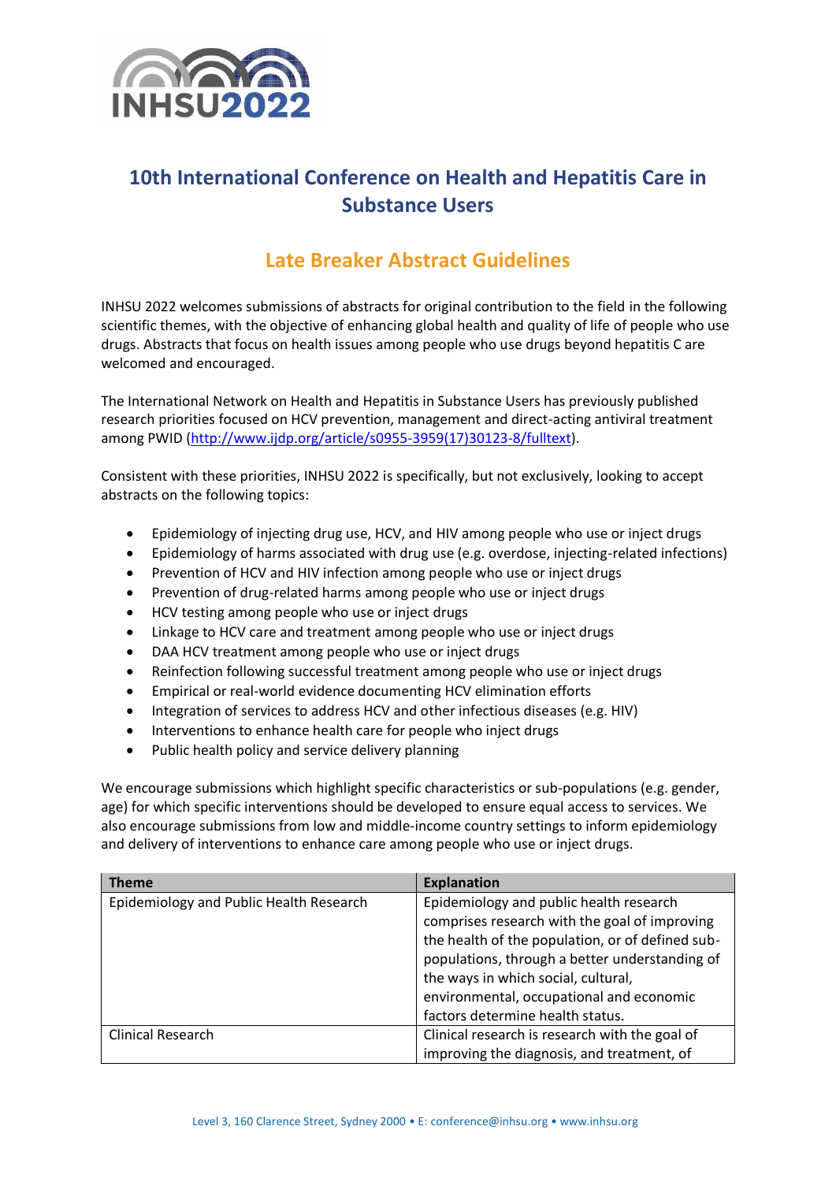# 10th International Conference on Health and Hepatitis Care in Substance Users

## Late Breaker Abstract Guidelines

INHSU 2022 welcomes submissions of abstracts for original contribution to the field in the following scientific themes, with the objective of enhancing global health and quality of life of people who use drugs. Abstracts that focus on health issues among people who use drugs beyond hepatitis C are welcomed and encouraged.

The International Network on Health and Hepatitis in Substance Users has previously published research priorities focused on HCV prevention, management and direct-acting antiviral treatment among PWID (http://www.ijdp.org/article/s0955-3959(17)30123-8/fulltext).

Consistent with these priorities, INHSU 2022 is specifically, but not exclusively, looking to accept abstracts on the following topics:

- Epidemiology of injecting drug use, HCV, and HIV among people who use or inject drugs
- Epidemiology of harms associated with drug use (e.g. overdose, injecting-related infections)
- Prevention of HCV and HIV infection among people who use or inject drugs
- Prevention of drug-related harms among people who use or inject drugs
- HCV testing among people who use or inject drugs
- Linkage to HCV care and treatment among people who use or inject drugs
- DAA HCV treatment among people who use or inject drugs
- Reinfection following successful treatment among people who use or inject drugs
- Empirical or real-world evidence documenting HCV elimination efforts
- Integration of services to address HCV and other infectious diseases (e.g. HIV)
- Interventions to enhance health care for people who inject drugs
- Public health policy and service delivery planning

We encourage submissions which highlight specific characteristics or sub-populations (e.g. gender, age) for which specific interventions should be developed to ensure equal access to services. We also encourage submissions from low and middle-income country settings to inform epidemiology and delivery of interventions to enhance care among people who use or inject drugs.

| Theme | Explanation |
|---|---|
| Epidemiology and Public Health Research | Epidemiology and public health research comprises research with the goal of improving the health of the population, or of defined sub-populations, through a better understanding of the ways in which social, cultural, environmental, occupational and economic factors determine health status. |
| Clinical Research | Clinical research is research with the goal of improving the diagnosis, and treatment, of |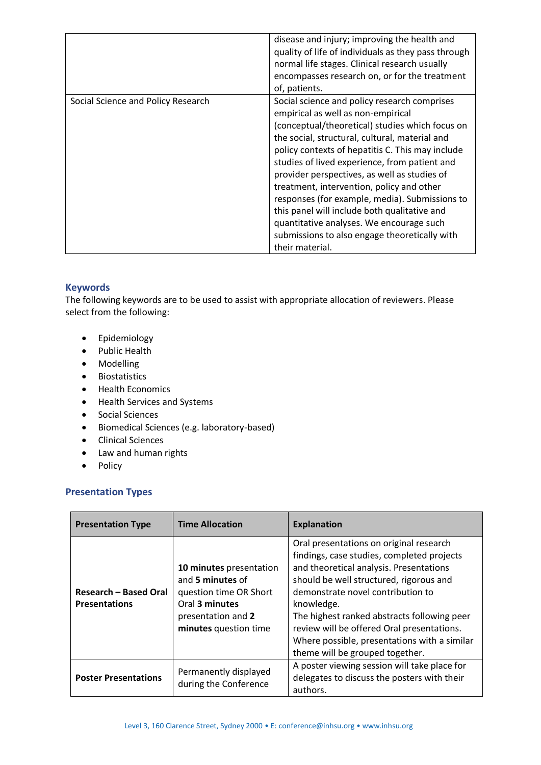| | |
|---|---|
| | disease and injury; improving the health and quality of life of individuals as they pass through normal life stages. Clinical research usually encompasses research on, or for the treatment of, patients. |
| Social Science and Policy Research | Social science and policy research comprises empirical as well as non-empirical (conceptual/theoretical) studies which focus on the social, structural, cultural, material and policy contexts of hepatitis C. This may include studies of lived experience, from patient and provider perspectives, as well as studies of treatment, intervention, policy and other responses (for example, media). Submissions to this panel will include both qualitative and quantitative analyses. We encourage such submissions to also engage theoretically with their material. |

### Keywords

The following keywords are to be used to assist with appropriate allocation of reviewers. Please select from the following:

- Epidemiology
- Public Health
- Modelling
- Biostatistics
- Health Economics
- Health Services and Systems
- Social Sciences
- Biomedical Sciences (e.g. laboratory-based)
- Clinical Sciences
- Law and human rights
- Policy

### Presentation Types

| Presentation Type | Time Allocation | Explanation |
|---|---|---|
| **Research – Based Oral Presentations** | **10 minutes** presentation and **5 minutes** of question time OR Short Oral **3 minutes** presentation and **2 minutes** question time | Oral presentations on original research findings, case studies, completed projects and theoretical analysis. Presentations should be well structured, rigorous and demonstrate novel contribution to knowledge.<br>The highest ranked abstracts following peer review will be offered Oral presentations. Where possible, presentations with a similar theme will be grouped together. |
| **Poster Presentations** | Permanently displayed during the Conference | A poster viewing session will take place for delegates to discuss the posters with their authors. |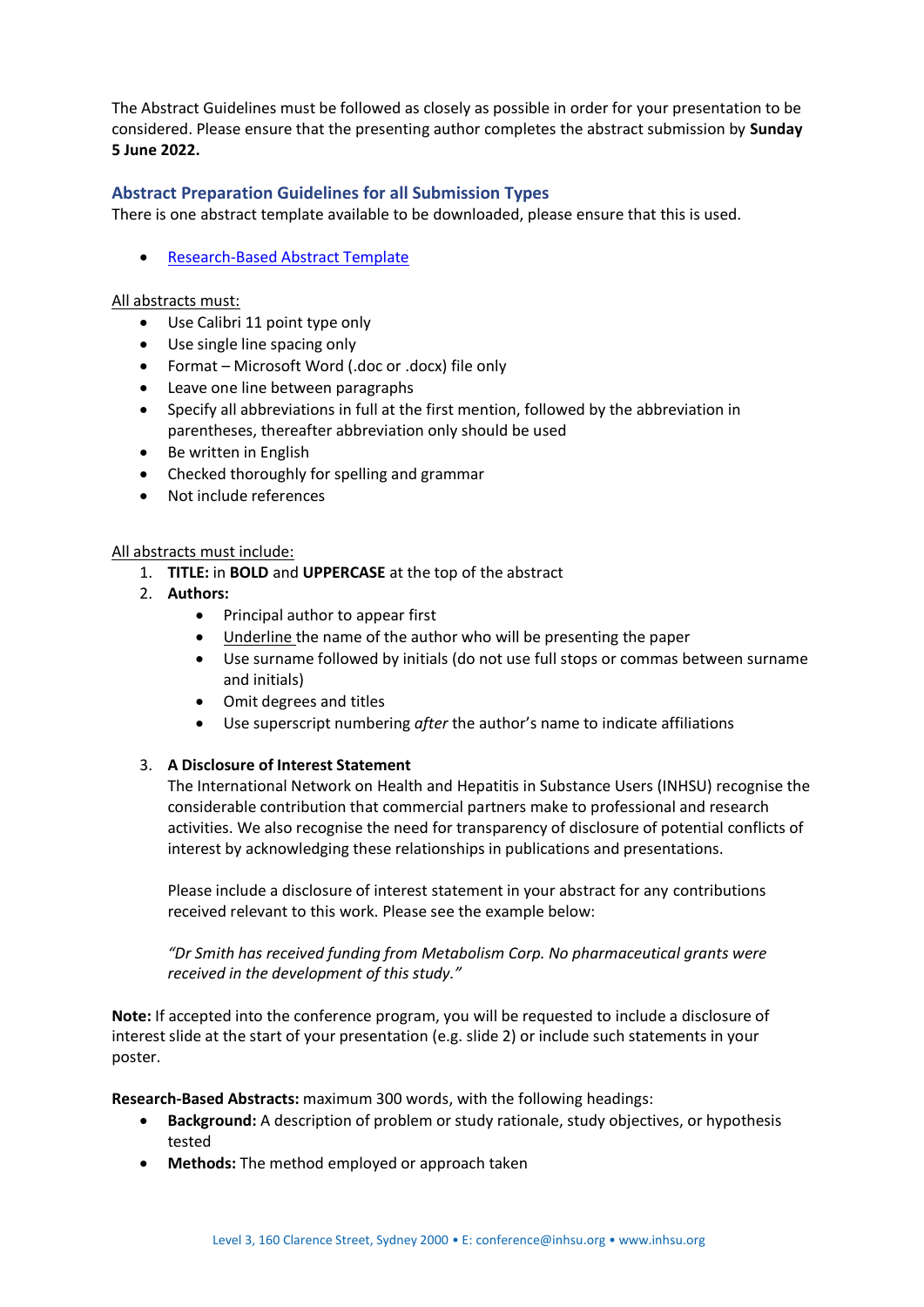The Abstract Guidelines must be followed as closely as possible in order for your presentation to be considered. Please ensure that the presenting author completes the abstract submission by **Sunday 5 June 2022.**

## Abstract Preparation Guidelines for all Submission Types

There is one abstract template available to be downloaded, please ensure that this is used.

- Research-Based Abstract Template

All abstracts must:

- Use Calibri 11 point type only
- Use single line spacing only
- Format – Microsoft Word (.doc or .docx) file only
- Leave one line between paragraphs
- Specify all abbreviations in full at the first mention, followed by the abbreviation in parentheses, thereafter abbreviation only should be used
- Be written in English
- Checked thoroughly for spelling and grammar
- Not include references

All abstracts must include:

1. **TITLE:** in **BOLD** and **UPPERCASE** at the top of the abstract
2. **Authors:**
   - Principal author to appear first
   - Underline the name of the author who will be presenting the paper
   - Use surname followed by initials (do not use full stops or commas between surname and initials)
   - Omit degrees and titles
   - Use superscript numbering *after* the author's name to indicate affiliations
3. **A Disclosure of Interest Statement**

   The International Network on Health and Hepatitis in Substance Users (INHSU) recognise the considerable contribution that commercial partners make to professional and research activities. We also recognise the need for transparency of disclosure of potential conflicts of interest by acknowledging these relationships in publications and presentations.

   Please include a disclosure of interest statement in your abstract for any contributions received relevant to this work. Please see the example below:

   *"Dr Smith has received funding from Metabolism Corp. No pharmaceutical grants were received in the development of this study."*

**Note:** If accepted into the conference program, you will be requested to include a disclosure of interest slide at the start of your presentation (e.g. slide 2) or include such statements in your poster.

**Research-Based Abstracts:** maximum 300 words, with the following headings:

- **Background:** A description of problem or study rationale, study objectives, or hypothesis tested
- **Methods:** The method employed or approach taken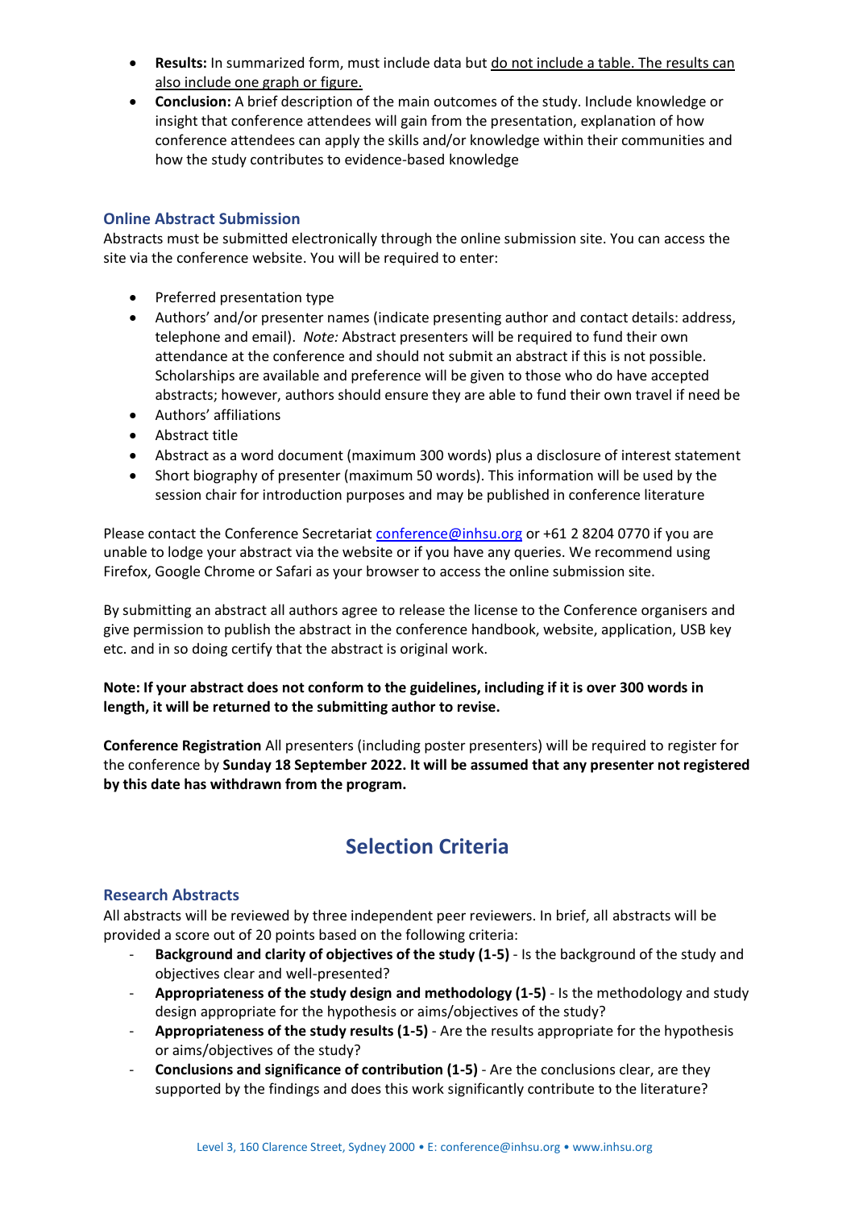- **Results:** In summarized form, must include data but do not include a table. The results can also include one graph or figure.
- **Conclusion:** A brief description of the main outcomes of the study. Include knowledge or insight that conference attendees will gain from the presentation, explanation of how conference attendees can apply the skills and/or knowledge within their communities and how the study contributes to evidence-based knowledge

### Online Abstract Submission

Abstracts must be submitted electronically through the online submission site. You can access the site via the conference website. You will be required to enter:

- Preferred presentation type
- Authors' and/or presenter names (indicate presenting author and contact details: address, telephone and email). *Note:* Abstract presenters will be required to fund their own attendance at the conference and should not submit an abstract if this is not possible. Scholarships are available and preference will be given to those who do have accepted abstracts; however, authors should ensure they are able to fund their own travel if need be
- Authors' affiliations
- Abstract title
- Abstract as a word document (maximum 300 words) plus a disclosure of interest statement
- Short biography of presenter (maximum 50 words). This information will be used by the session chair for introduction purposes and may be published in conference literature

Please contact the Conference Secretariat conference@inhsu.org or +61 2 8204 0770 if you are unable to lodge your abstract via the website or if you have any queries. We recommend using Firefox, Google Chrome or Safari as your browser to access the online submission site.

By submitting an abstract all authors agree to release the license to the Conference organisers and give permission to publish the abstract in the conference handbook, website, application, USB key etc. and in so doing certify that the abstract is original work.

**Note: If your abstract does not conform to the guidelines, including if it is over 300 words in length, it will be returned to the submitting author to revise.**

**Conference Registration** All presenters (including poster presenters) will be required to register for the conference by **Sunday 18 September 2022. It will be assumed that any presenter not registered by this date has withdrawn from the program.**

## Selection Criteria

### Research Abstracts

All abstracts will be reviewed by three independent peer reviewers. In brief, all abstracts will be provided a score out of 20 points based on the following criteria:

- **Background and clarity of objectives of the study (1-5)** - Is the background of the study and objectives clear and well-presented?
- **Appropriateness of the study design and methodology (1-5)** - Is the methodology and study design appropriate for the hypothesis or aims/objectives of the study?
- **Appropriateness of the study results (1-5)** - Are the results appropriate for the hypothesis or aims/objectives of the study?
- **Conclusions and significance of contribution (1-5)** - Are the conclusions clear, are they supported by the findings and does this work significantly contribute to the literature?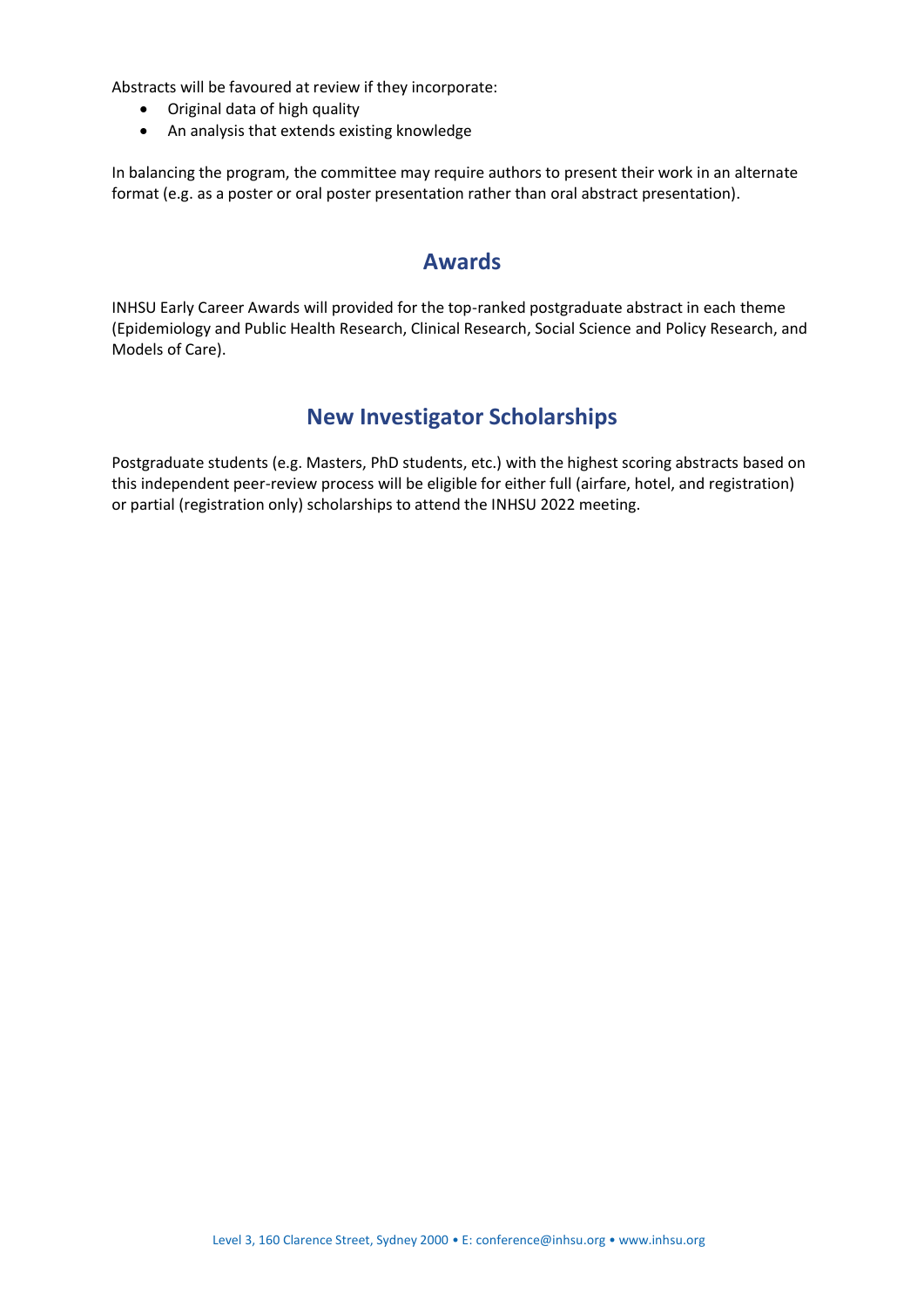Abstracts will be favoured at review if they incorporate:

- Original data of high quality
- An analysis that extends existing knowledge

In balancing the program, the committee may require authors to present their work in an alternate format (e.g. as a poster or oral poster presentation rather than oral abstract presentation).

## Awards

INHSU Early Career Awards will provided for the top-ranked postgraduate abstract in each theme (Epidemiology and Public Health Research, Clinical Research, Social Science and Policy Research, and Models of Care).

## New Investigator Scholarships

Postgraduate students (e.g. Masters, PhD students, etc.) with the highest scoring abstracts based on this independent peer-review process will be eligible for either full (airfare, hotel, and registration) or partial (registration only) scholarships to attend the INHSU 2022 meeting.